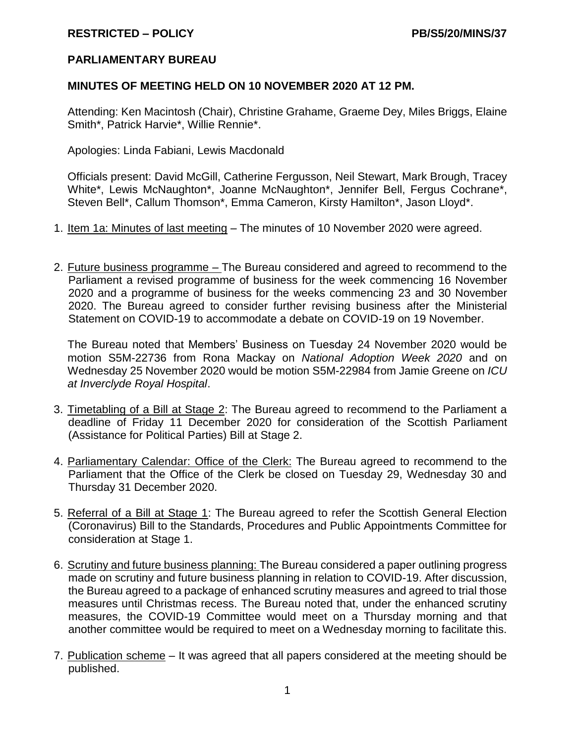**RESTRICTED – POLICY** **PB/S5/20/MINS/37**

## PARLIAMENTARY BUREAU

## MINUTES OF MEETING HELD ON 10 NOVEMBER 2020 AT 12 PM.

Attending: Ken Macintosh (Chair), Christine Grahame, Graeme Dey, Miles Briggs, Elaine Smith*, Patrick Harvie*, Willie Rennie*.

Apologies: Linda Fabiani, Lewis Macdonald

Officials present: David McGill, Catherine Fergusson, Neil Stewart, Mark Brough, Tracey White*, Lewis McNaughton*, Joanne McNaughton*, Jennifer Bell, Fergus Cochrane*, Steven Bell*, Callum Thomson*, Emma Cameron, Kirsty Hamilton*, Jason Lloyd*.

1. Item 1a: Minutes of last meeting – The minutes of 10 November 2020 were agreed.

2. Future business programme – The Bureau considered and agreed to recommend to the Parliament a revised programme of business for the week commencing 16 November 2020 and a programme of business for the weeks commencing 23 and 30 November 2020. The Bureau agreed to consider further revising business after the Ministerial Statement on COVID-19 to accommodate a debate on COVID-19 on 19 November.

   The Bureau noted that Members' Business on Tuesday 24 November 2020 would be motion S5M-22736 from Rona Mackay on *National Adoption Week 2020* and on Wednesday 25 November 2020 would be motion S5M-22984 from Jamie Greene on *ICU at Inverclyde Royal Hospital*.

3. Timetabling of a Bill at Stage 2: The Bureau agreed to recommend to the Parliament a deadline of Friday 11 December 2020 for consideration of the Scottish Parliament (Assistance for Political Parties) Bill at Stage 2.

4. Parliamentary Calendar: Office of the Clerk: The Bureau agreed to recommend to the Parliament that the Office of the Clerk be closed on Tuesday 29, Wednesday 30 and Thursday 31 December 2020.

5. Referral of a Bill at Stage 1: The Bureau agreed to refer the Scottish General Election (Coronavirus) Bill to the Standards, Procedures and Public Appointments Committee for consideration at Stage 1.

6. Scrutiny and future business planning: The Bureau considered a paper outlining progress made on scrutiny and future business planning in relation to COVID-19. After discussion, the Bureau agreed to a package of enhanced scrutiny measures and agreed to trial those measures until Christmas recess. The Bureau noted that, under the enhanced scrutiny measures, the COVID-19 Committee would meet on a Thursday morning and that another committee would be required to meet on a Wednesday morning to facilitate this.

7. Publication scheme – It was agreed that all papers considered at the meeting should be published.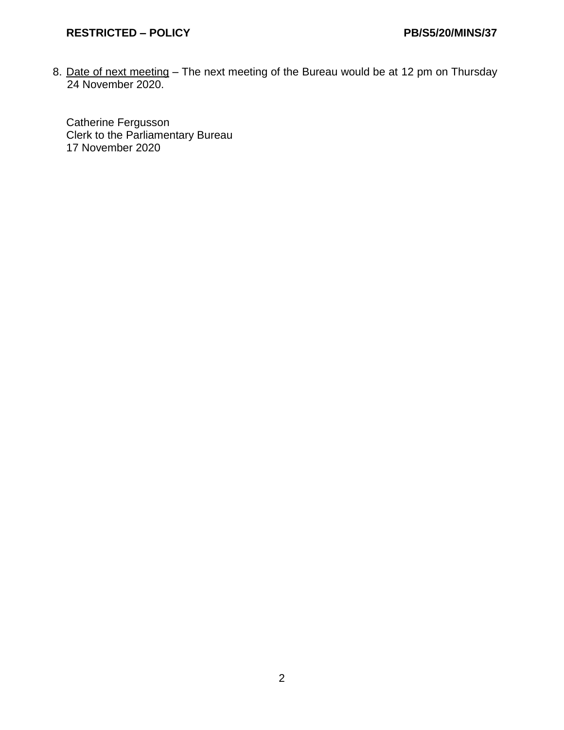8. Date of next meeting – The next meeting of the Bureau would be at 12 pm on Thursday 24 November 2020.

Catherine Fergusson
Clerk to the Parliamentary Bureau
17 November 2020